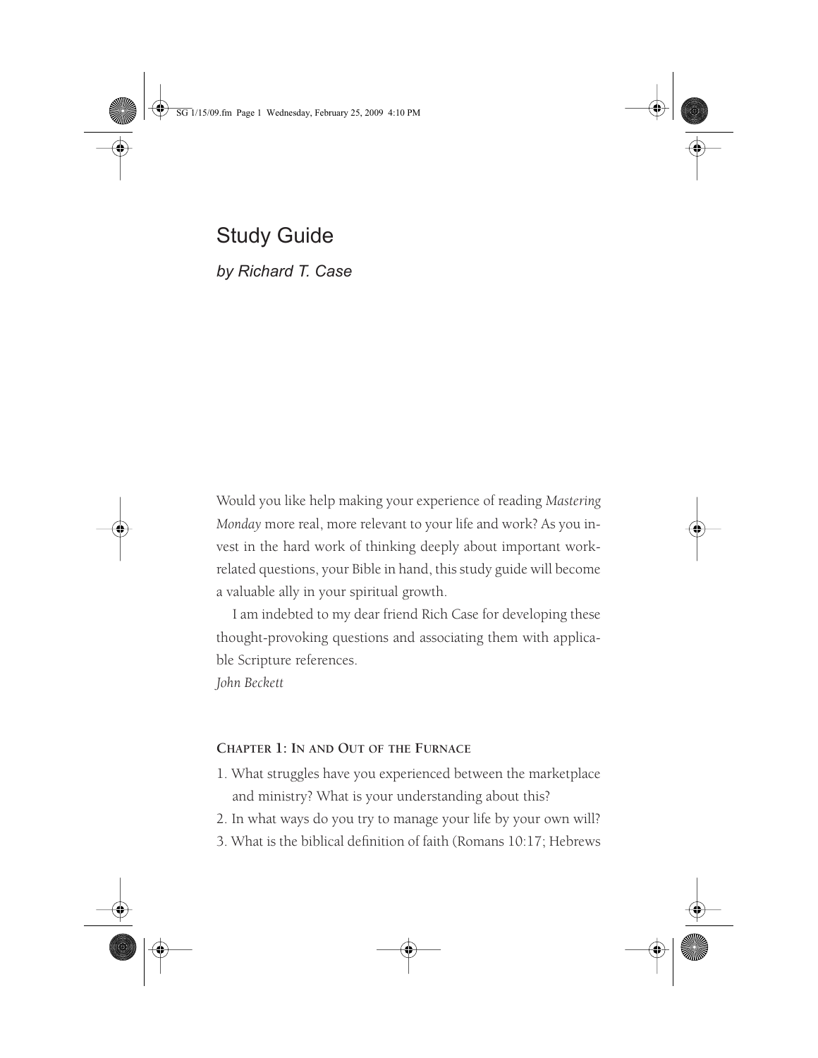# Study Guide

*by Richard T. Case*

Would you like help making your experience of reading *Mastering Monday* more real, more relevant to your life and work? As you invest in the hard work of thinking deeply about important work-related questions, your Bible in hand, this study guide will become a valuable ally in your spiritual growth.

I am indebted to my dear friend Rich Case for developing these thought-provoking questions and associating them with applicable Scripture references.

*John Beckett*

## Chapter 1: In and Out of the Furnace

1. What struggles have you experienced between the marketplace and ministry? What is your understanding about this?
2. In what ways do you try to manage your life by your own will?
3. What is the biblical definition of faith (Romans 10:17; Hebrews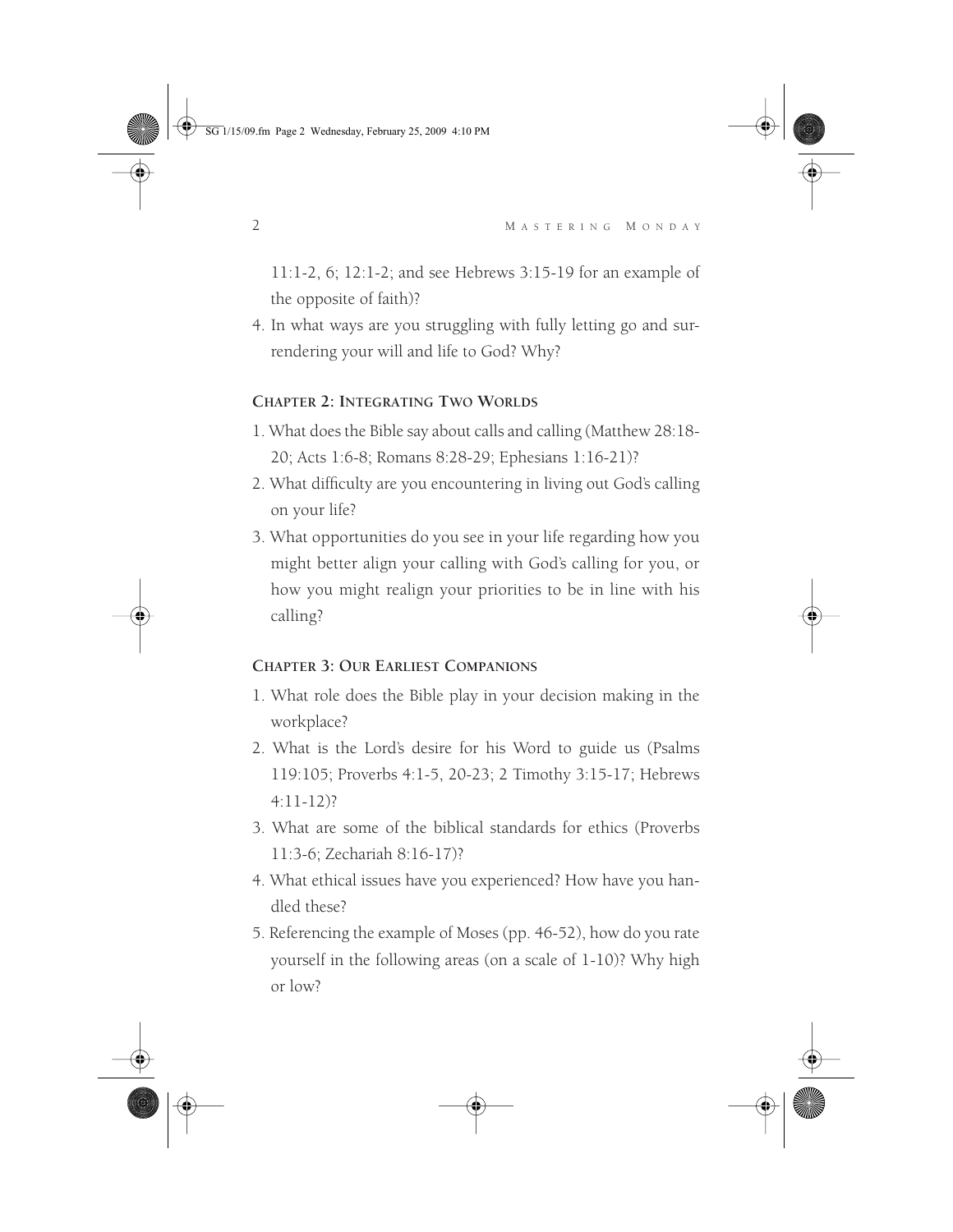11:1-2, 6; 12:1-2; and see Hebrews 3:15-19 for an example of the opposite of faith)?

4. In what ways are you struggling with fully letting go and surrendering your will and life to God? Why?

### CHAPTER 2: INTEGRATING TWO WORLDS

1. What does the Bible say about calls and calling (Matthew 28:18-20; Acts 1:6-8; Romans 8:28-29; Ephesians 1:16-21)?
2. What difficulty are you encountering in living out God's calling on your life?
3. What opportunities do you see in your life regarding how you might better align your calling with God's calling for you, or how you might realign your priorities to be in line with his calling?

### CHAPTER 3: OUR EARLIEST COMPANIONS

1. What role does the Bible play in your decision making in the workplace?
2. What is the Lord's desire for his Word to guide us (Psalms 119:105; Proverbs 4:1-5, 20-23; 2 Timothy 3:15-17; Hebrews 4:11-12)?
3. What are some of the biblical standards for ethics (Proverbs 11:3-6; Zechariah 8:16-17)?
4. What ethical issues have you experienced? How have you handled these?
5. Referencing the example of Moses (pp. 46-52), how do you rate yourself in the following areas (on a scale of 1-10)? Why high or low?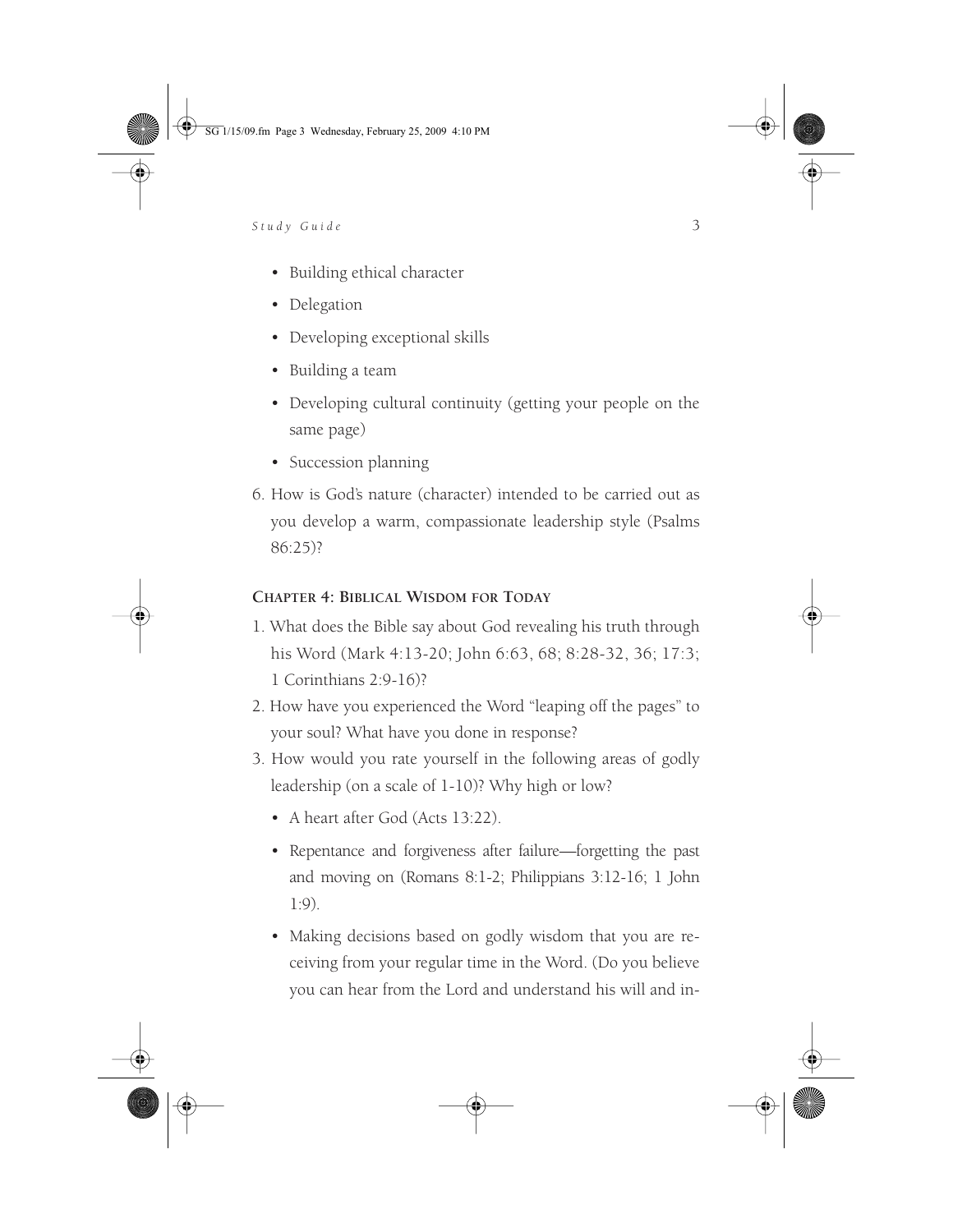- Building ethical character
- Delegation
- Developing exceptional skills
- Building a team
- Developing cultural continuity (getting your people on the same page)
- Succession planning

6. How is God's nature (character) intended to be carried out as you develop a warm, compassionate leadership style (Psalms 86:25)?

### CHAPTER 4: BIBLICAL WISDOM FOR TODAY

1. What does the Bible say about God revealing his truth through his Word (Mark 4:13-20; John 6:63, 68; 8:28-32, 36; 17:3; 1 Corinthians 2:9-16)?
2. How have you experienced the Word "leaping off the pages" to your soul? What have you done in response?
3. How would you rate yourself in the following areas of godly leadership (on a scale of 1-10)? Why high or low?
   - A heart after God (Acts 13:22).
   - Repentance and forgiveness after failure—forgetting the past and moving on (Romans 8:1-2; Philippians 3:12-16; 1 John 1:9).
   - Making decisions based on godly wisdom that you are receiving from your regular time in the Word. (Do you believe you can hear from the Lord and understand his will and in-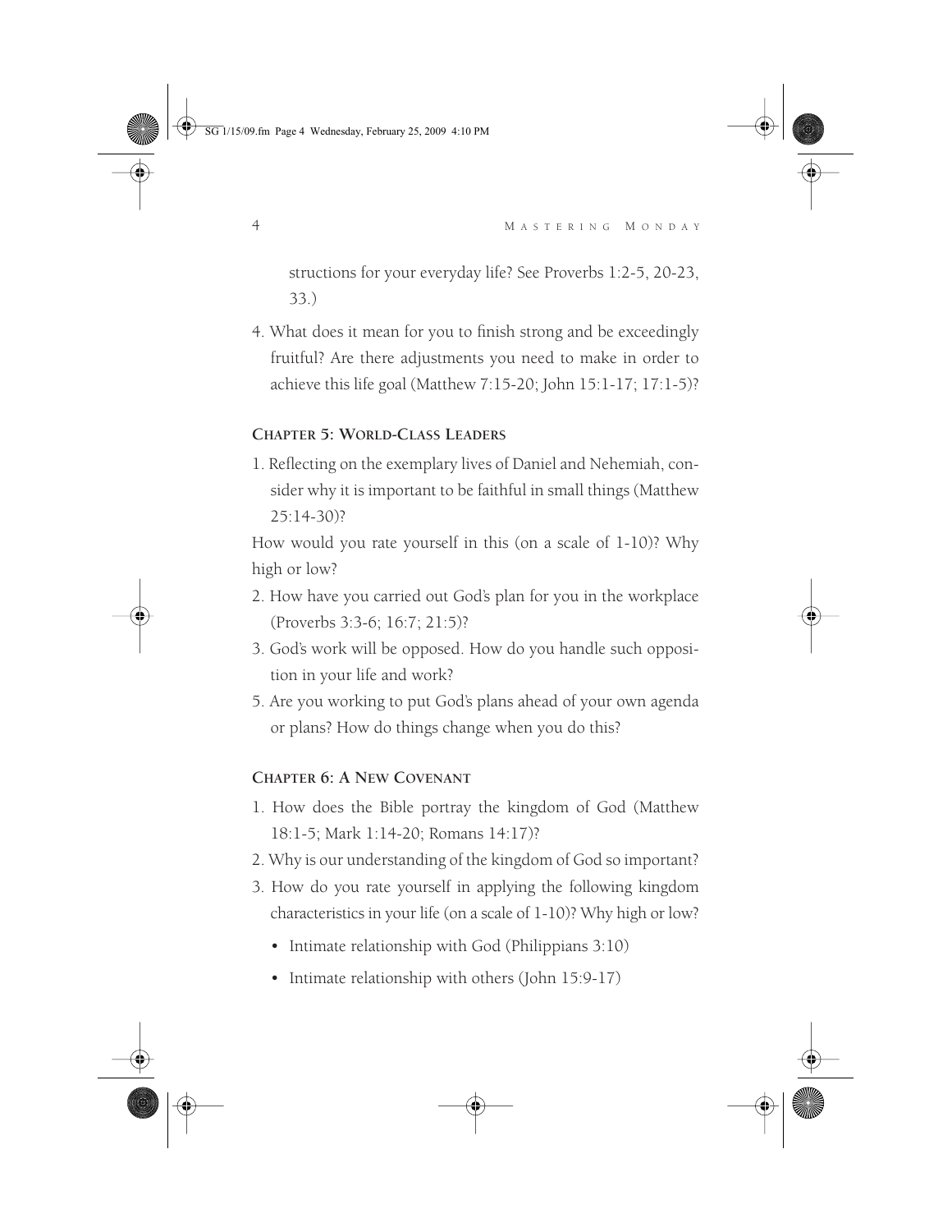structions for your everyday life? See Proverbs 1:2-5, 20-23, 33.)

4. What does it mean for you to finish strong and be exceedingly fruitful? Are there adjustments you need to make in order to achieve this life goal (Matthew 7:15-20; John 15:1-17; 17:1-5)?

### Chapter 5: World-Class Leaders

1. Reflecting on the exemplary lives of Daniel and Nehemiah, consider why it is important to be faithful in small things (Matthew 25:14-30)?

How would you rate yourself in this (on a scale of 1-10)? Why high or low?

2. How have you carried out God's plan for you in the workplace (Proverbs 3:3-6; 16:7; 21:5)?
3. God's work will be opposed. How do you handle such opposition in your life and work?
5. Are you working to put God's plans ahead of your own agenda or plans? How do things change when you do this?

### Chapter 6: A New Covenant

1. How does the Bible portray the kingdom of God (Matthew 18:1-5; Mark 1:14-20; Romans 14:17)?
2. Why is our understanding of the kingdom of God so important?
3. How do you rate yourself in applying the following kingdom characteristics in your life (on a scale of 1-10)? Why high or low?
   - Intimate relationship with God (Philippians 3:10)
   - Intimate relationship with others (John 15:9-17)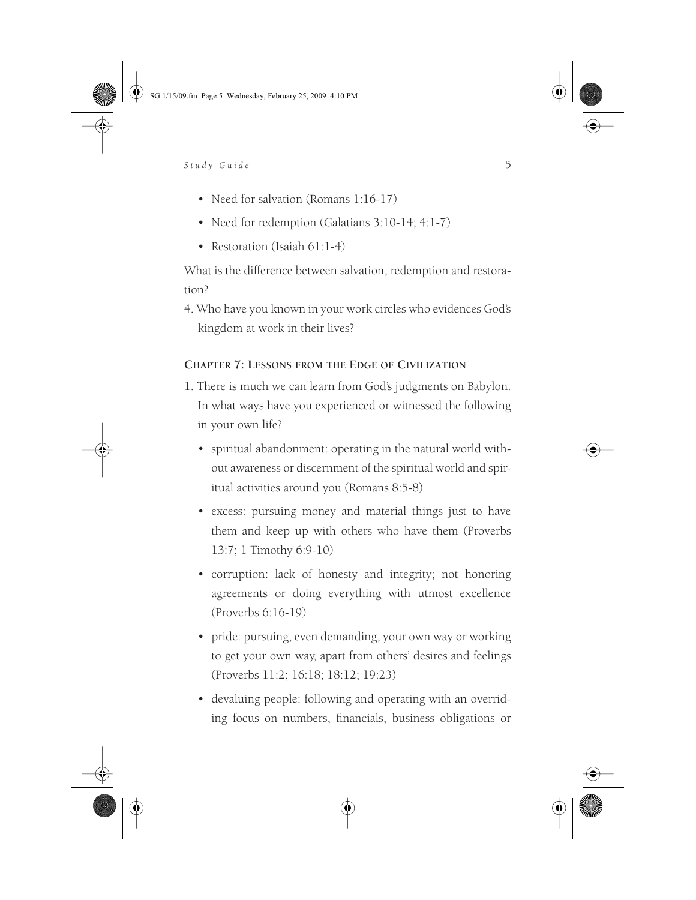- Need for salvation (Romans 1:16-17)
- Need for redemption (Galatians 3:10-14; 4:1-7)
- Restoration (Isaiah 61:1-4)

What is the difference between salvation, redemption and restoration?

4. Who have you known in your work circles who evidences God's kingdom at work in their lives?

### Chapter 7: Lessons from the Edge of Civilization

1. There is much we can learn from God's judgments on Babylon. In what ways have you experienced or witnessed the following in your own life?
   - spiritual abandonment: operating in the natural world without awareness or discernment of the spiritual world and spiritual activities around you (Romans 8:5-8)
   - excess: pursuing money and material things just to have them and keep up with others who have them (Proverbs 13:7; 1 Timothy 6:9-10)
   - corruption: lack of honesty and integrity; not honoring agreements or doing everything with utmost excellence (Proverbs 6:16-19)
   - pride: pursuing, even demanding, your own way or working to get your own way, apart from others' desires and feelings (Proverbs 11:2; 16:18; 18:12; 19:23)
   - devaluing people: following and operating with an overriding focus on numbers, financials, business obligations or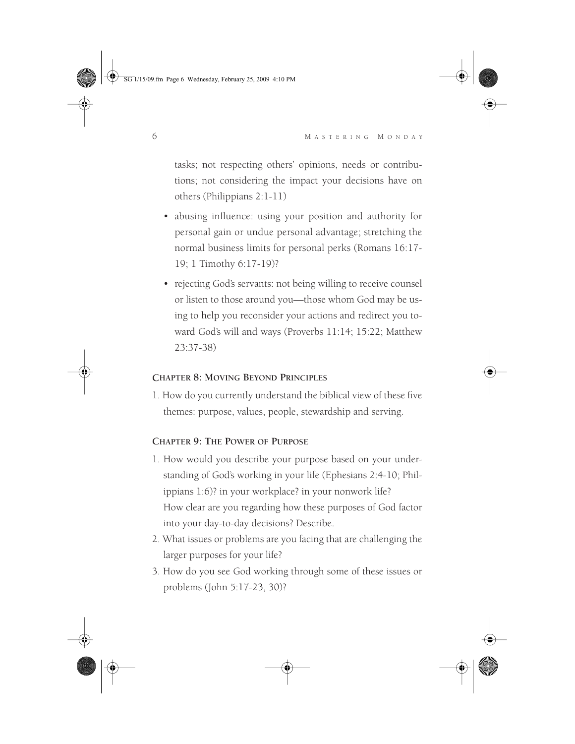tasks; not respecting others' opinions, needs or contributions; not considering the impact your decisions have on others (Philippians 2:1-11)

- abusing influence: using your position and authority for personal gain or undue personal advantage; stretching the normal business limits for personal perks (Romans 16:17-19; 1 Timothy 6:17-19)?
- rejecting God's servants: not being willing to receive counsel or listen to those around you—those whom God may be using to help you reconsider your actions and redirect you toward God's will and ways (Proverbs 11:14; 15:22; Matthew 23:37-38)

### Chapter 8: Moving Beyond Principles

1. How do you currently understand the biblical view of these five themes: purpose, values, people, stewardship and serving.

### Chapter 9: The Power of Purpose

1. How would you describe your purpose based on your understanding of God's working in your life (Ephesians 2:4-10; Philippians 1:6)? in your workplace? in your nonwork life?
   How clear are you regarding how these purposes of God factor into your day-to-day decisions? Describe.
2. What issues or problems are you facing that are challenging the larger purposes for your life?
3. How do you see God working through some of these issues or problems (John 5:17-23, 30)?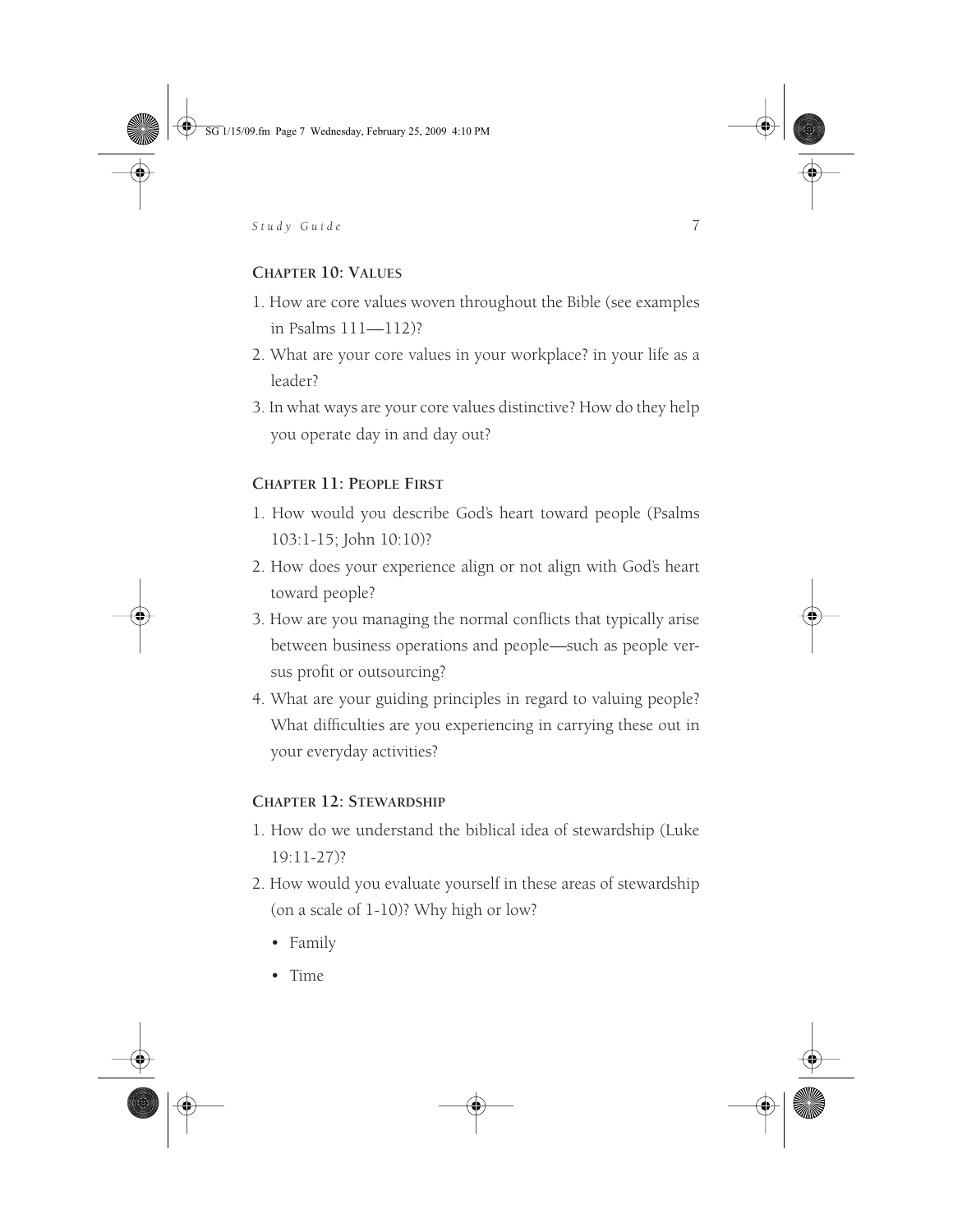### CHAPTER 10: VALUES

1. How are core values woven throughout the Bible (see examples in Psalms 111—112)?
2. What are your core values in your workplace? in your life as a leader?
3. In what ways are your core values distinctive? How do they help you operate day in and day out?

### CHAPTER 11: PEOPLE FIRST

1. How would you describe God's heart toward people (Psalms 103:1-15; John 10:10)?
2. How does your experience align or not align with God's heart toward people?
3. How are you managing the normal conflicts that typically arise between business operations and people—such as people versus profit or outsourcing?
4. What are your guiding principles in regard to valuing people? What difficulties are you experiencing in carrying these out in your everyday activities?

### CHAPTER 12: STEWARDSHIP

1. How do we understand the biblical idea of stewardship (Luke 19:11-27)?
2. How would you evaluate yourself in these areas of stewardship (on a scale of 1-10)? Why high or low?
   - Family
   - Time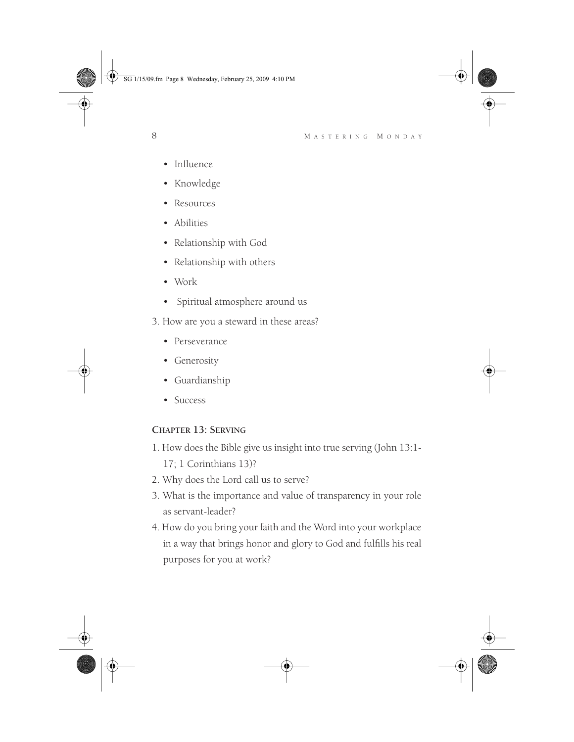- Influence
- Knowledge
- Resources
- Abilities
- Relationship with God
- Relationship with others
- Work
- Spiritual atmosphere around us

3. How are you a steward in these areas?
   - Perseverance
   - Generosity
   - Guardianship
   - Success

### Chapter 13: Serving

1. How does the Bible give us insight into true serving (John 13:1-17; 1 Corinthians 13)?
2. Why does the Lord call us to serve?
3. What is the importance and value of transparency in your role as servant-leader?
4. How do you bring your faith and the Word into your workplace in a way that brings honor and glory to God and fulfills his real purposes for you at work?